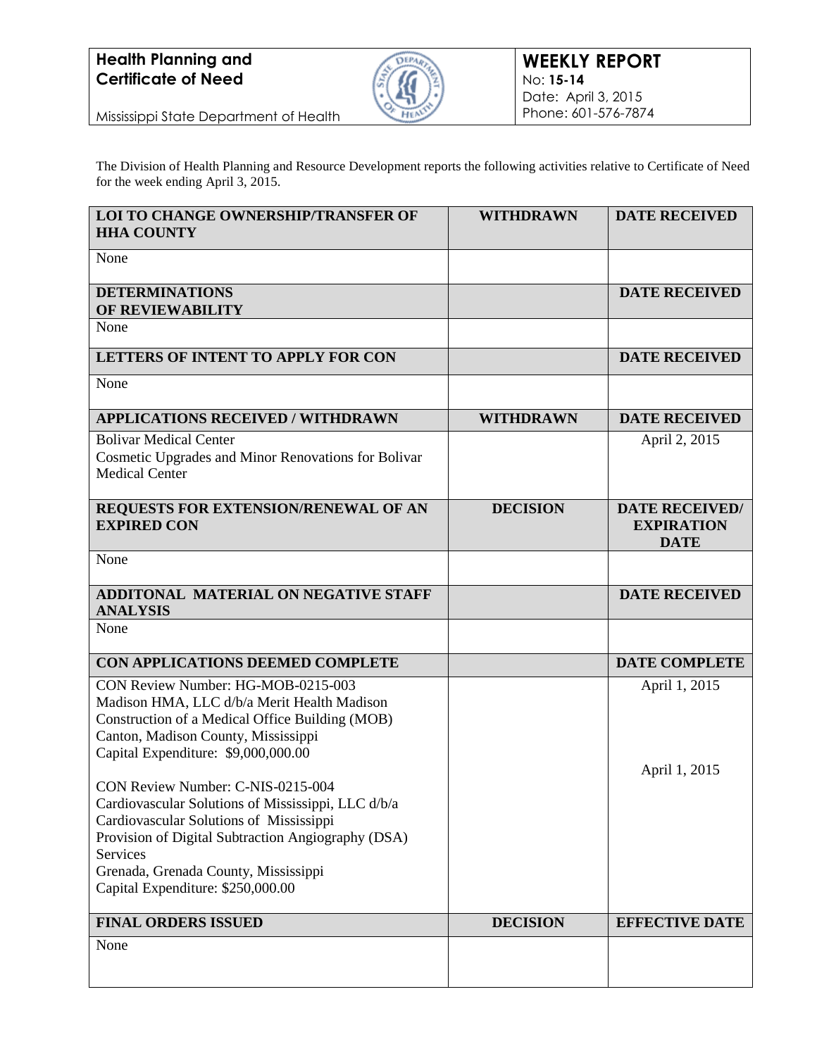**Health Planning and Certificate of Need**

Mississippi State Department of Health

**WEEKLY REPORT**
No: **15-14**
Date: April 3, 2015
Phone: 601-576-7874

The Division of Health Planning and Resource Development reports the following activities relative to Certificate of Need for the week ending April 3, 2015.

| **LOI TO CHANGE OWNERSHIP/TRANSFER OF HHA COUNTY** | **WITHDRAWN** | **DATE RECEIVED** |
| --- | --- | --- |
| None | | |
| **DETERMINATIONS OF REVIEWABILITY** | | **DATE RECEIVED** |
| None | | |
| **LETTERS OF INTENT TO APPLY FOR CON** | | **DATE RECEIVED** |
| None | | |
| **APPLICATIONS RECEIVED / WITHDRAWN** | **WITHDRAWN** | **DATE RECEIVED** |
| Bolivar Medical Center<br>Cosmetic Upgrades and Minor Renovations for Bolivar Medical Center | | April 2, 2015 |
| **REQUESTS FOR EXTENSION/RENEWAL OF AN EXPIRED CON** | **DECISION** | **DATE RECEIVED/ EXPIRATION DATE** |
| None | | |
| **ADDITONAL MATERIAL ON NEGATIVE STAFF ANALYSIS** | | **DATE RECEIVED** |
| None | | |
| **CON APPLICATIONS DEEMED COMPLETE** | | **DATE COMPLETE** |
| CON Review Number: HG-MOB-0215-003<br>Madison HMA, LLC d/b/a Merit Health Madison<br>Construction of a Medical Office Building (MOB)<br>Canton, Madison County, Mississippi<br>Capital Expenditure: $9,000,000.00 | | April 1, 2015 |
| CON Review Number: C-NIS-0215-004<br>Cardiovascular Solutions of Mississippi, LLC d/b/a Cardiovascular Solutions of Mississippi<br>Provision of Digital Subtraction Angiography (DSA) Services<br>Grenada, Grenada County, Mississippi<br>Capital Expenditure: $250,000.00 | | April 1, 2015 |
| **FINAL ORDERS ISSUED** | **DECISION** | **EFFECTIVE DATE** |
| None | | |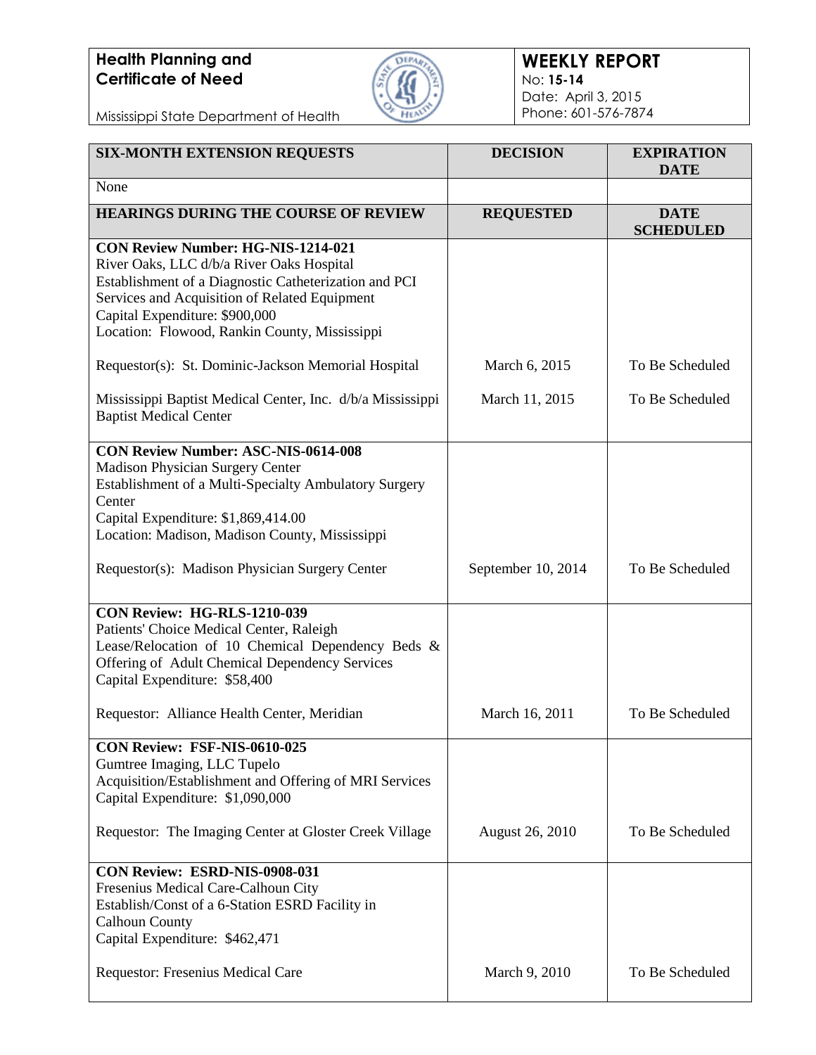**Health Planning and Certificate of Need**

Mississippi State Department of Health

**WEEKLY REPORT**
No: **15-14**
Date: April 3, 2015
Phone: 601-576-7874

| SIX-MONTH EXTENSION REQUESTS | DECISION | EXPIRATION DATE |
|---|---|---|
| None | | |

| HEARINGS DURING THE COURSE OF REVIEW | REQUESTED | DATE SCHEDULED |
|---|---|---|
| **CON Review Number: HG-NIS-1214-021**<br>River Oaks, LLC d/b/a River Oaks Hospital<br>Establishment of a Diagnostic Catheterization and PCI Services and Acquisition of Related Equipment<br>Capital Expenditure: $900,000<br>Location: Flowood, Rankin County, Mississippi | | |
| Requestor(s): St. Dominic-Jackson Memorial Hospital | March 6, 2015 | To Be Scheduled |
| Mississippi Baptist Medical Center, Inc. d/b/a Mississippi Baptist Medical Center | March 11, 2015 | To Be Scheduled |
| **CON Review Number: ASC-NIS-0614-008**<br>Madison Physician Surgery Center<br>Establishment of a Multi-Specialty Ambulatory Surgery Center<br>Capital Expenditure: $1,869,414.00<br>Location: Madison, Madison County, Mississippi | | |
| Requestor(s): Madison Physician Surgery Center | September 10, 2014 | To Be Scheduled |
| **CON Review: HG-RLS-1210-039**<br>Patients' Choice Medical Center, Raleigh<br>Lease/Relocation of 10 Chemical Dependency Beds & Offering of Adult Chemical Dependency Services<br>Capital Expenditure: $58,400 | | |
| Requestor: Alliance Health Center, Meridian | March 16, 2011 | To Be Scheduled |
| **CON Review: FSF-NIS-0610-025**<br>Gumtree Imaging, LLC Tupelo<br>Acquisition/Establishment and Offering of MRI Services<br>Capital Expenditure: $1,090,000 | | |
| Requestor: The Imaging Center at Gloster Creek Village | August 26, 2010 | To Be Scheduled |
| **CON Review: ESRD-NIS-0908-031**<br>Fresenius Medical Care-Calhoun City<br>Establish/Const of a 6-Station ESRD Facility in Calhoun County<br>Capital Expenditure: $462,471 | | |
| Requestor: Fresenius Medical Care | March 9, 2010 | To Be Scheduled |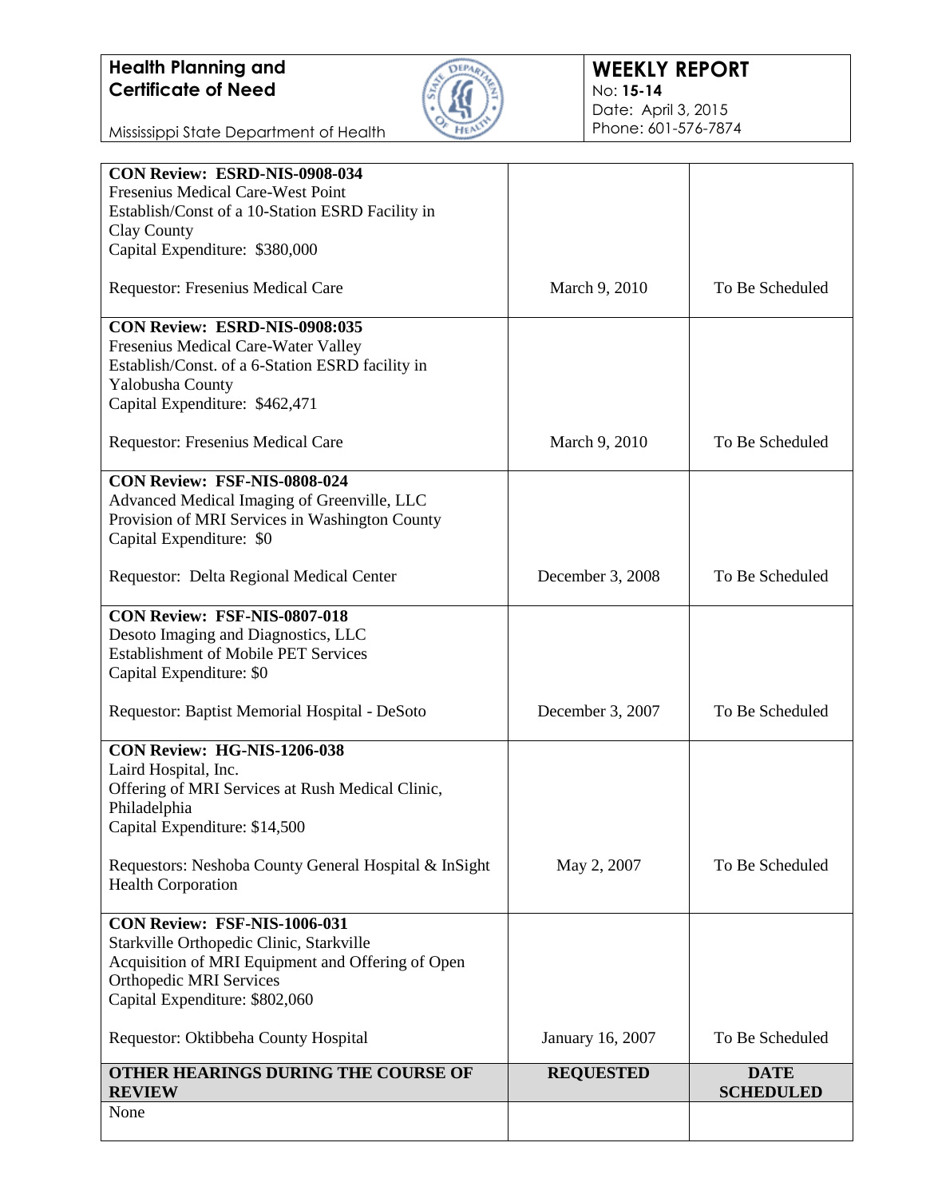**Health Planning and Certificate of Need**

Mississippi State Department of Health

**WEEKLY REPORT**
No: **15-14**
Date: April 3, 2015
Phone: 601-576-7874

| | | |
|---|---|---|
| **CON Review: ESRD-NIS-0908-034**<br>Fresenius Medical Care-West Point<br>Establish/Const of a 10-Station ESRD Facility in Clay County<br>Capital Expenditure: $380,000<br><br>Requestor: Fresenius Medical Care | March 9, 2010 | To Be Scheduled |
| **CON Review: ESRD-NIS-0908:035**<br>Fresenius Medical Care-Water Valley<br>Establish/Const. of a 6-Station ESRD facility in Yalobusha County<br>Capital Expenditure: $462,471<br><br>Requestor: Fresenius Medical Care | March 9, 2010 | To Be Scheduled |
| **CON Review: FSF-NIS-0808-024**<br>Advanced Medical Imaging of Greenville, LLC<br>Provision of MRI Services in Washington County<br>Capital Expenditure: $0<br><br>Requestor: Delta Regional Medical Center | December 3, 2008 | To Be Scheduled |
| **CON Review: FSF-NIS-0807-018**<br>Desoto Imaging and Diagnostics, LLC<br>Establishment of Mobile PET Services<br>Capital Expenditure: $0<br><br>Requestor: Baptist Memorial Hospital - DeSoto | December 3, 2007 | To Be Scheduled |
| **CON Review: HG-NIS-1206-038**<br>Laird Hospital, Inc.<br>Offering of MRI Services at Rush Medical Clinic, Philadelphia<br>Capital Expenditure: $14,500<br><br>Requestors: Neshoba County General Hospital & InSight Health Corporation | May 2, 2007 | To Be Scheduled |
| **CON Review: FSF-NIS-1006-031**<br>Starkville Orthopedic Clinic, Starkville<br>Acquisition of MRI Equipment and Offering of Open Orthopedic MRI Services<br>Capital Expenditure: $802,060<br><br>Requestor: Oktibbeha County Hospital | January 16, 2007 | To Be Scheduled |

| **OTHER HEARINGS DURING THE COURSE OF REVIEW** | **REQUESTED** | **DATE SCHEDULED** |
|---|---|---|
| None | | |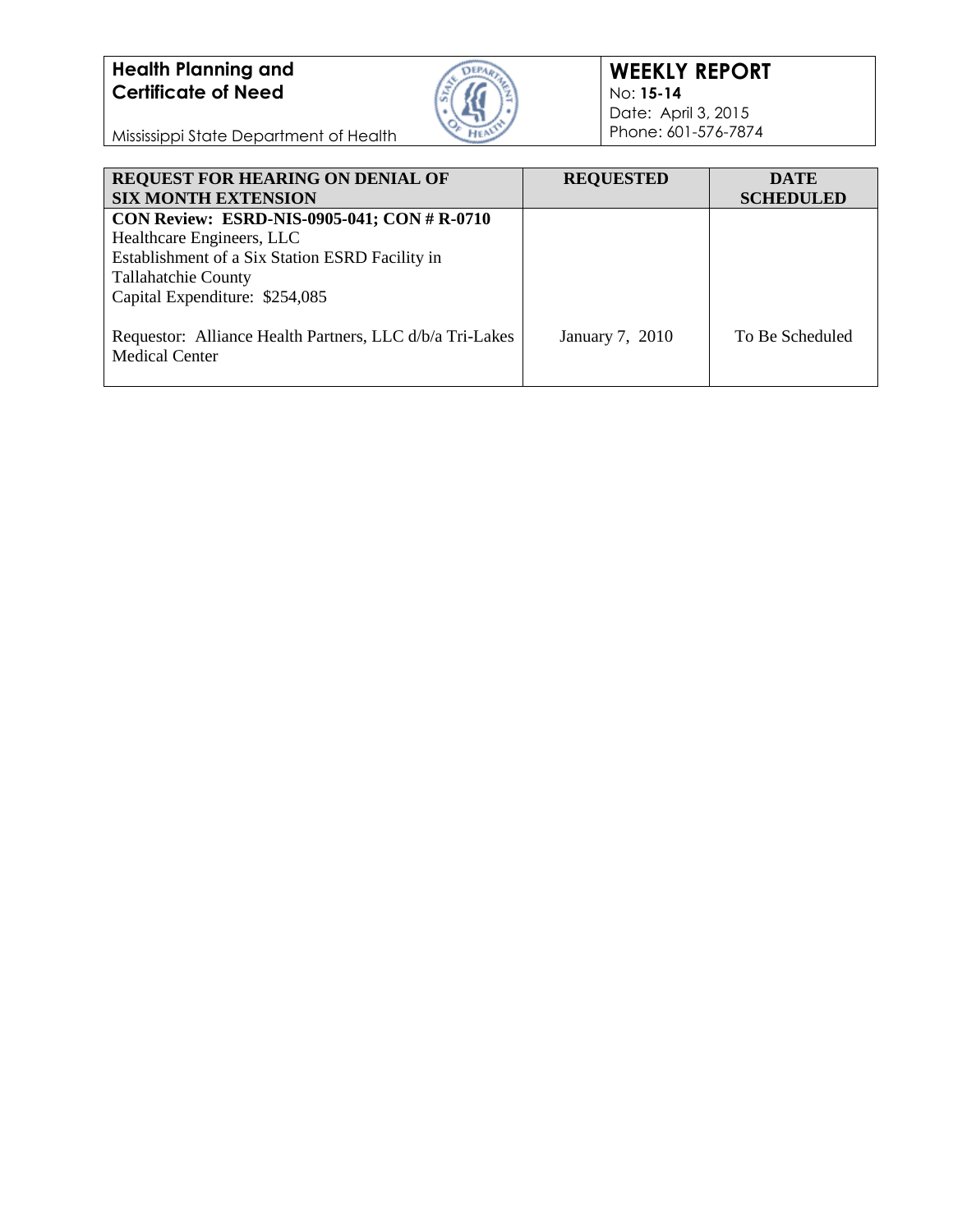**Health Planning and Certificate of Need**

Mississippi State Department of Health

**WEEKLY REPORT**
No: **15-14**
Date: April 3, 2015
Phone: 601-576-7874

| REQUEST FOR HEARING ON DENIAL OF SIX MONTH EXTENSION | REQUESTED | DATE SCHEDULED |
|---|---|---|
| **CON Review: ESRD-NIS-0905-041; CON # R-0710**<br>Healthcare Engineers, LLC<br>Establishment of a Six Station ESRD Facility in Tallahatchie County<br>Capital Expenditure: $254,085<br><br>Requestor: Alliance Health Partners, LLC d/b/a Tri-Lakes Medical Center | January 7, 2010 | To Be Scheduled |